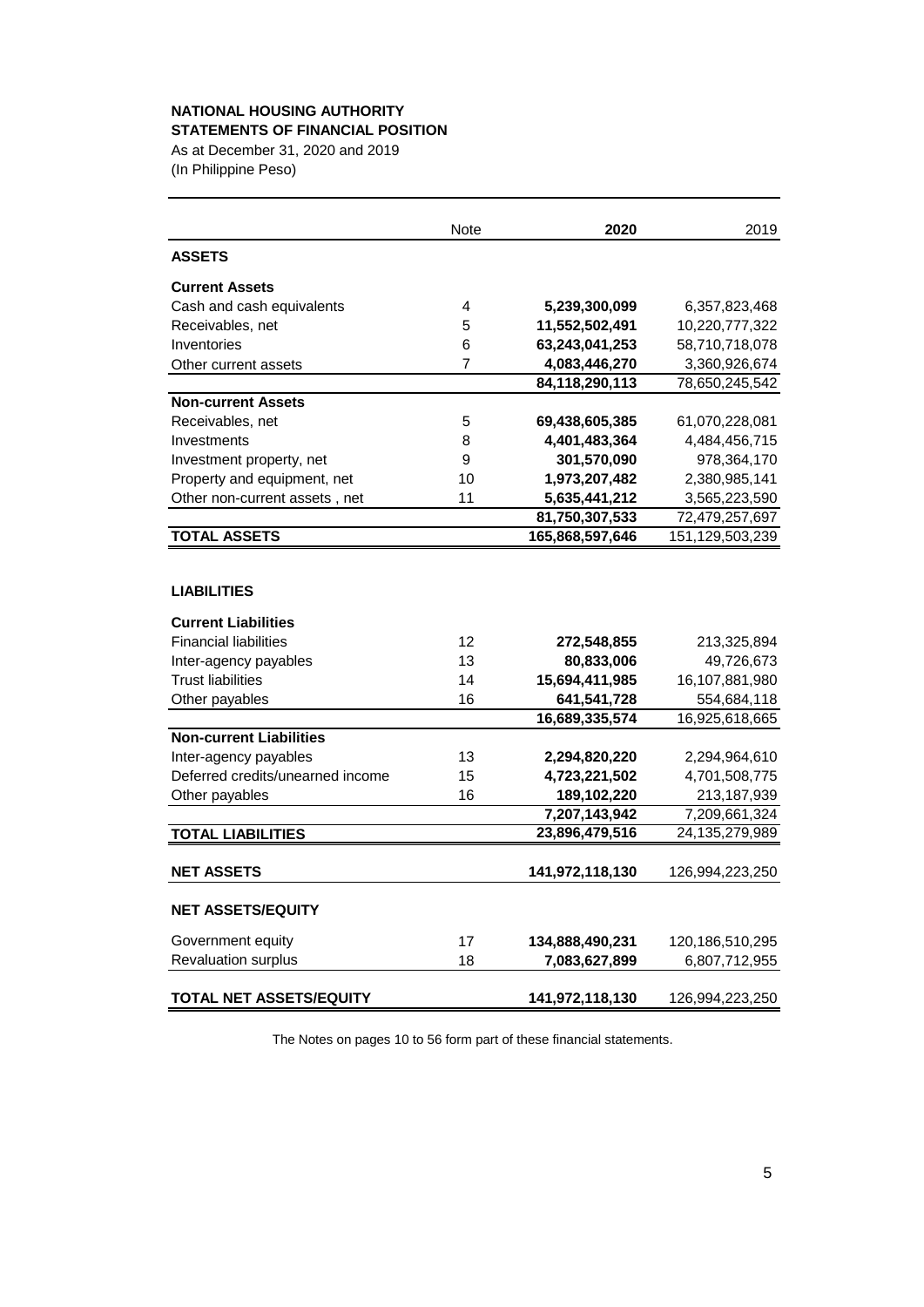**NATIONAL HOUSING AUTHORITY**
**STATEMENTS OF FINANCIAL POSITION**
As at December 31, 2020 and 2019
(In Philippine Peso)

| | Note | 2020 | 2019 |
|---|---|---|---|
| **ASSETS** | | | |
| **Current Assets** | | | |
| Cash and cash equivalents | 4 | **5,239,300,099** | 6,357,823,468 |
| Receivables, net | 5 | **11,552,502,491** | 10,220,777,322 |
| Inventories | 6 | **63,243,041,253** | 58,710,718,078 |
| Other current assets | 7 | **4,083,446,270** | 3,360,926,674 |
| | | **84,118,290,113** | 78,650,245,542 |
| **Non-current Assets** | | | |
| Receivables, net | 5 | **69,438,605,385** | 61,070,228,081 |
| Investments | 8 | **4,401,483,364** | 4,484,456,715 |
| Investment property, net | 9 | **301,570,090** | 978,364,170 |
| Property and equipment, net | 10 | **1,973,207,482** | 2,380,985,141 |
| Other non-current assets , net | 11 | **5,635,441,212** | 3,565,223,590 |
| | | **81,750,307,533** | 72,479,257,697 |
| **TOTAL ASSETS** | | **165,868,597,646** | 151,129,503,239 |
| **LIABILITIES** | | | |
| **Current Liabilities** | | | |
| Financial liabilities | 12 | **272,548,855** | 213,325,894 |
| Inter-agency payables | 13 | **80,833,006** | 49,726,673 |
| Trust liabilities | 14 | **15,694,411,985** | 16,107,881,980 |
| Other payables | 16 | **641,541,728** | 554,684,118 |
| | | **16,689,335,574** | 16,925,618,665 |
| **Non-current Liabilities** | | | |
| Inter-agency payables | 13 | **2,294,820,220** | 2,294,964,610 |
| Deferred credits/unearned income | 15 | **4,723,221,502** | 4,701,508,775 |
| Other payables | 16 | **189,102,220** | 213,187,939 |
| | | **7,207,143,942** | 7,209,661,324 |
| **TOTAL LIABILITIES** | | **23,896,479,516** | 24,135,279,989 |
| **NET ASSETS** | | **141,972,118,130** | 126,994,223,250 |
| **NET ASSETS/EQUITY** | | | |
| Government equity | 17 | **134,888,490,231** | 120,186,510,295 |
| Revaluation surplus | 18 | **7,083,627,899** | 6,807,712,955 |
| **TOTAL NET ASSETS/EQUITY** | | **141,972,118,130** | 126,994,223,250 |

The Notes on pages 10 to 56 form part of these financial statements.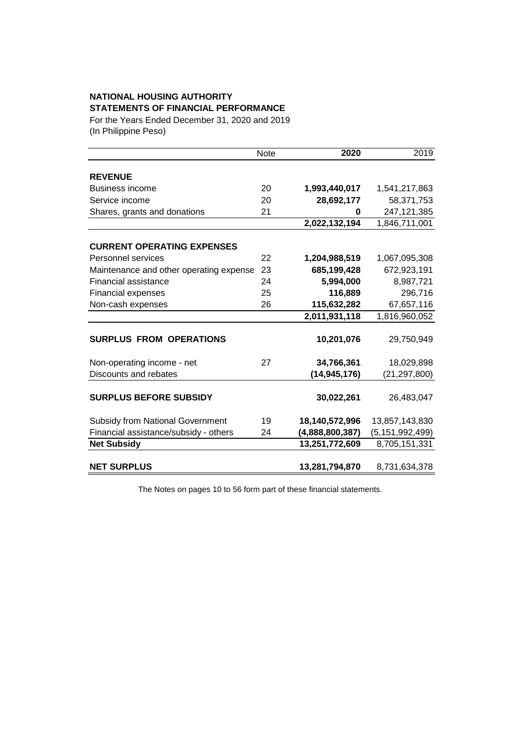**NATIONAL HOUSING AUTHORITY**
**STATEMENTS OF FINANCIAL PERFORMANCE**
For the Years Ended December 31, 2020 and 2019
(In Philippine Peso)

| | Note | 2020 | 2019 |
|---|---|---|---|
| **REVENUE** | | | |
| Business income | 20 | **1,993,440,017** | 1,541,217,863 |
| Service income | 20 | **28,692,177** | 58,371,753 |
| Shares, grants and donations | 21 | **0** | 247,121,385 |
| | | **2,022,132,194** | 1,846,711,001 |
| **CURRENT OPERATING EXPENSES** | | | |
| Personnel services | 22 | **1,204,988,519** | 1,067,095,308 |
| Maintenance and other operating expense | 23 | **685,199,428** | 672,923,191 |
| Financial assistance | 24 | **5,994,000** | 8,987,721 |
| Financial expenses | 25 | **116,889** | 296,716 |
| Non-cash expenses | 26 | **115,632,282** | 67,657,116 |
| | | **2,011,931,118** | 1,816,960,052 |
| **SURPLUS FROM OPERATIONS** | | **10,201,076** | 29,750,949 |
| Non-operating income - net | 27 | **34,766,361** | 18,029,898 |
| Discounts and rebates | | **(14,945,176)** | (21,297,800) |
| **SURPLUS BEFORE SUBSIDY** | | **30,022,261** | 26,483,047 |
| Subsidy from National Government | 19 | **18,140,572,996** | 13,857,143,830 |
| Financial assistance/subsidy - others | 24 | **(4,888,800,387)** | (5,151,992,499) |
| **Net Subsidy** | | **13,251,772,609** | 8,705,151,331 |
| **NET SURPLUS** | | **13,281,794,870** | 8,731,634,378 |

The Notes on pages 10 to 56 form part of these financial statements.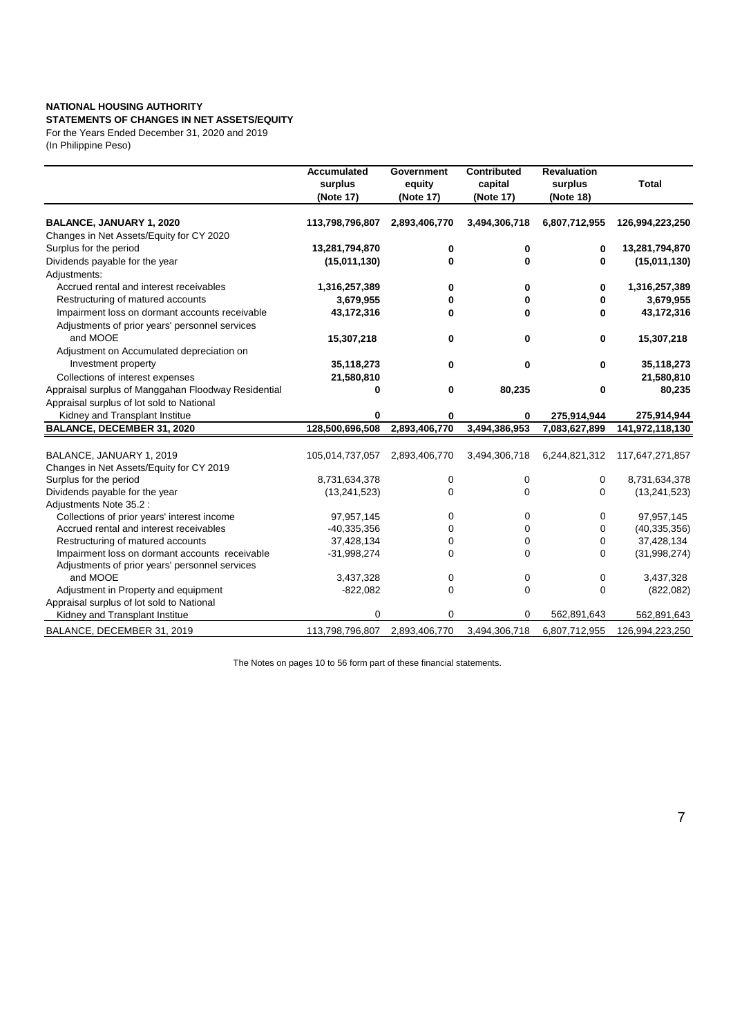**NATIONAL HOUSING AUTHORITY**
**STATEMENTS OF CHANGES IN NET ASSETS/EQUITY**
For the Years Ended December 31, 2020 and 2019
(In Philippine Peso)

| | Accumulated surplus (Note 17) | Government equity (Note 17) | Contributed capital (Note 17) | Revaluation surplus (Note 18) | Total |
|---|---|---|---|---|---|
| **BALANCE, JANUARY 1, 2020** | **113,798,796,807** | **2,893,406,770** | **3,494,306,718** | **6,807,712,955** | **126,994,223,250** |
| Changes in Net Assets/Equity for CY 2020 | | | | | |
| Surplus for the period | **13,281,794,870** | **0** | **0** | **0** | **13,281,794,870** |
| Dividends payable for the year | **(15,011,130)** | **0** | **0** | **0** | **(15,011,130)** |
| Adjustments: | | | | | |
| Accrued rental and interest receivables | **1,316,257,389** | **0** | **0** | **0** | **1,316,257,389** |
| Restructuring of matured accounts | **3,679,955** | **0** | **0** | **0** | **3,679,955** |
| Impairment loss on dormant accounts receivable | **43,172,316** | **0** | **0** | **0** | **43,172,316** |
| Adjustments of prior years' personnel services and MOOE | **15,307,218** | **0** | **0** | **0** | **15,307,218** |
| Adjustment on Accumulated depreciation on Investment property | **35,118,273** | **0** | **0** | **0** | **35,118,273** |
| Collections of interest expenses | **21,580,810** | | | | **21,580,810** |
| Appraisal surplus of Manggahan Floodway Residential | **0** | **0** | **80,235** | **0** | **80,235** |
| Appraisal surplus of lot sold to National Kidney and Transplant Institue | **0** | **0** | **0** | **275,914,944** | **275,914,944** |
| **BALANCE, DECEMBER 31, 2020** | **128,500,696,508** | **2,893,406,770** | **3,494,386,953** | **7,083,627,899** | **141,972,118,130** |
| | | | | | |
| BALANCE, JANUARY 1, 2019 | 105,014,737,057 | 2,893,406,770 | 3,494,306,718 | 6,244,821,312 | 117,647,271,857 |
| Changes in Net Assets/Equity for CY 2019 | | | | | |
| Surplus for the period | 8,731,634,378 | 0 | 0 | 0 | 8,731,634,378 |
| Dividends payable for the year | (13,241,523) | 0 | 0 | 0 | (13,241,523) |
| Adjustments Note 35.2 : | | | | | |
| Collections of prior years' interest income | 97,957,145 | 0 | 0 | 0 | 97,957,145 |
| Accrued rental and interest receivables | -40,335,356 | 0 | 0 | 0 | (40,335,356) |
| Restructuring of matured accounts | 37,428,134 | 0 | 0 | 0 | 37,428,134 |
| Impairment loss on dormant accounts receivable | -31,998,274 | 0 | 0 | 0 | (31,998,274) |
| Adjustments of prior years' personnel services and MOOE | 3,437,328 | 0 | 0 | 0 | 3,437,328 |
| Adjustment in Property and equipment | -822,082 | 0 | 0 | 0 | (822,082) |
| Appraisal surplus of lot sold to National Kidney and Transplant Institue | 0 | 0 | 0 | 562,891,643 | 562,891,643 |
| BALANCE, DECEMBER 31, 2019 | 113,798,796,807 | 2,893,406,770 | 3,494,306,718 | 6,807,712,955 | 126,994,223,250 |

The Notes on pages 10 to 56 form part of these financial statements.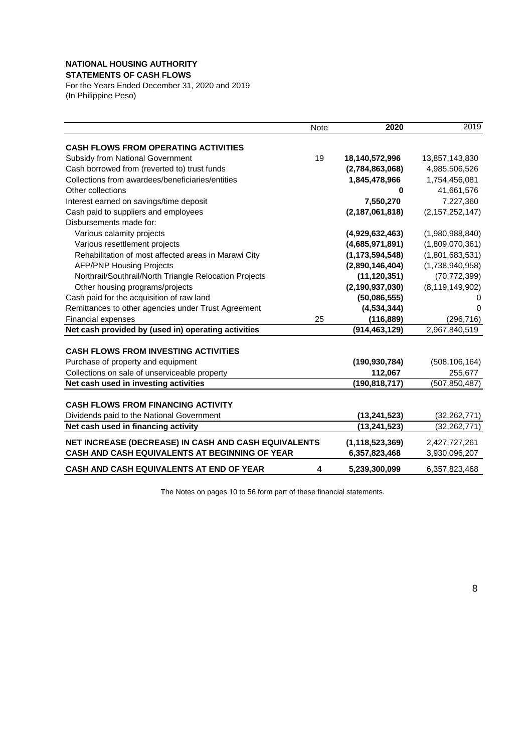**NATIONAL HOUSING AUTHORITY**
**STATEMENTS OF CASH FLOWS**
For the Years Ended December 31, 2020 and 2019
(In Philippine Peso)

| | Note | 2020 | 2019 |
|---|---|---|---|
| **CASH FLOWS FROM OPERATING ACTIVITIES** | | | |
| Subsidy from National Government | 19 | **18,140,572,996** | 13,857,143,830 |
| Cash borrowed from (reverted to) trust funds | | **(2,784,863,068)** | 4,985,506,526 |
| Collections from awardees/beneficiaries/entities | | **1,845,478,966** | 1,754,456,081 |
| Other collections | | **0** | 41,661,576 |
| Interest earned on savings/time deposit | | **7,550,270** | 7,227,360 |
| Cash paid to suppliers and employees | | **(2,187,061,818)** | (2,157,252,147) |
| Disbursements made for: | | | |
| Various calamity projects | | **(4,929,632,463)** | (1,980,988,840) |
| Various resettlement projects | | **(4,685,971,891)** | (1,809,070,361) |
| Rehabilitation of most affected areas in Marawi City | | **(1,173,594,548)** | (1,801,683,531) |
| AFP/PNP Housing Projects | | **(2,890,146,404)** | (1,738,940,958) |
| Northrail/Southrail/North Triangle Relocation Projects | | **(11,120,351)** | (70,772,399) |
| Other housing programs/projects | | **(2,190,937,030)** | (8,119,149,902) |
| Cash paid for the acquisition of raw land | | **(50,086,555)** | 0 |
| Remittances to other agencies under Trust Agreement | | **(4,534,344)** | 0 |
| Financial expenses | 25 | **(116,889)** | (296,716) |
| **Net cash provided by (used in) operating activities** | | **(914,463,129)** | 2,967,840,519 |
| **CASH FLOWS FROM INVESTING ACTIVITiES** | | | |
| Purchase of property and equipment | | **(190,930,784)** | (508,106,164) |
| Collections on sale of unserviceable property | | **112,067** | 255,677 |
| **Net cash used in investing activities** | | **(190,818,717)** | (507,850,487) |
| **CASH FLOWS FROM FINANCING ACTIVITY** | | | |
| Dividends paid to the National Government | | **(13,241,523)** | (32,262,771) |
| **Net cash used in financing activity** | | **(13,241,523)** | (32,262,771) |
| **NET INCREASE (DECREASE) IN CASH AND CASH EQUIVALENTS** | | **(1,118,523,369)** | 2,427,727,261 |
| **CASH AND CASH EQUIVALENTS AT BEGINNING OF YEAR** | | **6,357,823,468** | 3,930,096,207 |
| **CASH AND CASH EQUIVALENTS AT END OF YEAR** | **4** | **5,239,300,099** | 6,357,823,468 |

The Notes on pages 10 to 56 form part of these financial statements.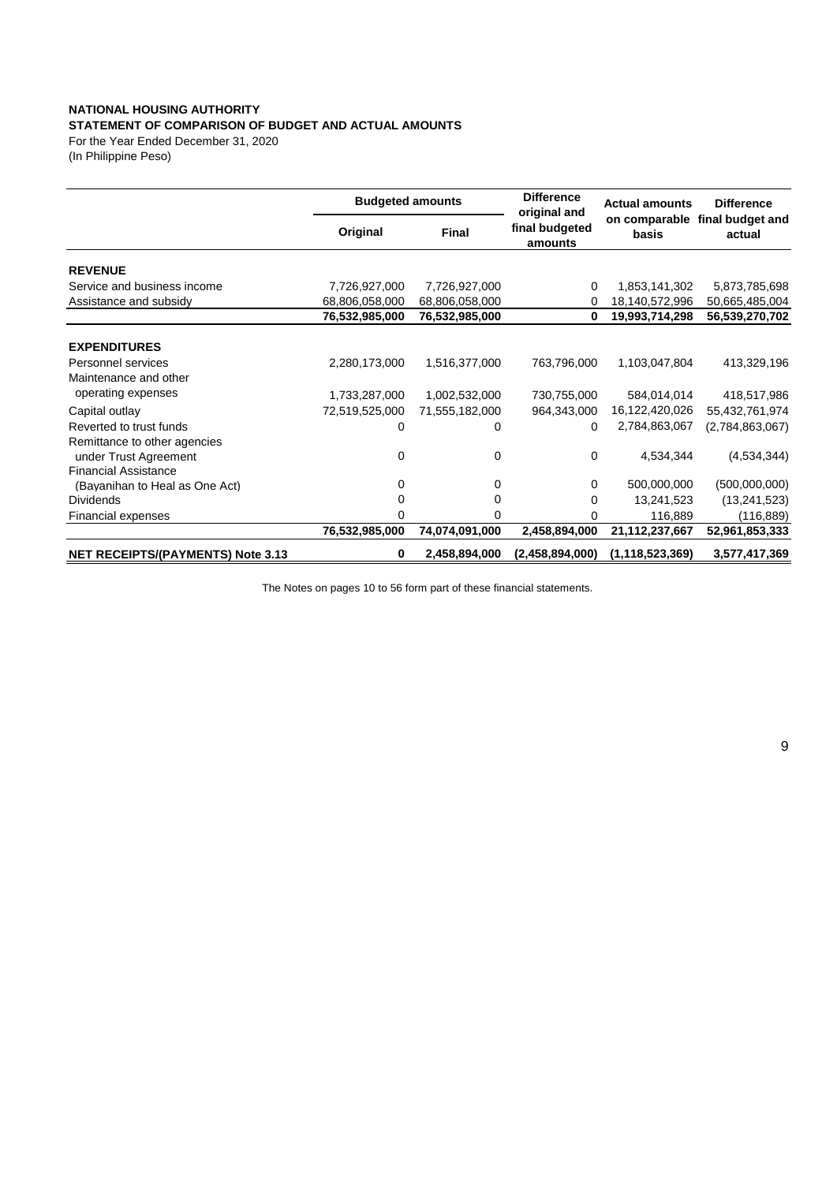**NATIONAL HOUSING AUTHORITY**
**STATEMENT OF COMPARISON OF BUDGET AND ACTUAL AMOUNTS**
For the Year Ended December 31, 2020
(In Philippine Peso)

| | Budgeted amounts | | Difference original and final budgeted amounts | Actual amounts on comparable basis | Difference final budget and actual |
|---|---|---|---|---|---|
| | Original | Final | | | |
| **REVENUE** | | | | | |
| Service and business income | 7,726,927,000 | 7,726,927,000 | 0 | 1,853,141,302 | 5,873,785,698 |
| Assistance and subsidy | 68,806,058,000 | 68,806,058,000 | 0 | 18,140,572,996 | 50,665,485,004 |
| | **76,532,985,000** | **76,532,985,000** | **0** | **19,993,714,298** | **56,539,270,702** |
| **EXPENDITURES** | | | | | |
| Personnel services | 2,280,173,000 | 1,516,377,000 | 763,796,000 | 1,103,047,804 | 413,329,196 |
| Maintenance and other operating expenses | 1,733,287,000 | 1,002,532,000 | 730,755,000 | 584,014,014 | 418,517,986 |
| Capital outlay | 72,519,525,000 | 71,555,182,000 | 964,343,000 | 16,122,420,026 | 55,432,761,974 |
| Reverted to trust funds | 0 | 0 | 0 | 2,784,863,067 | (2,784,863,067) |
| Remittance to other agencies under Trust Agreement | 0 | 0 | 0 | 4,534,344 | (4,534,344) |
| Financial Assistance (Bayanihan to Heal as One Act) | 0 | 0 | 0 | 500,000,000 | (500,000,000) |
| Dividends | 0 | 0 | 0 | 13,241,523 | (13,241,523) |
| Financial expenses | 0 | 0 | 0 | 116,889 | (116,889) |
| | **76,532,985,000** | **74,074,091,000** | **2,458,894,000** | **21,112,237,667** | **52,961,853,333** |
| **NET RECEIPTS/(PAYMENTS) Note 3.13** | **0** | **2,458,894,000** | **(2,458,894,000)** | **(1,118,523,369)** | **3,577,417,369** |

The Notes on pages 10 to 56 form part of these financial statements.